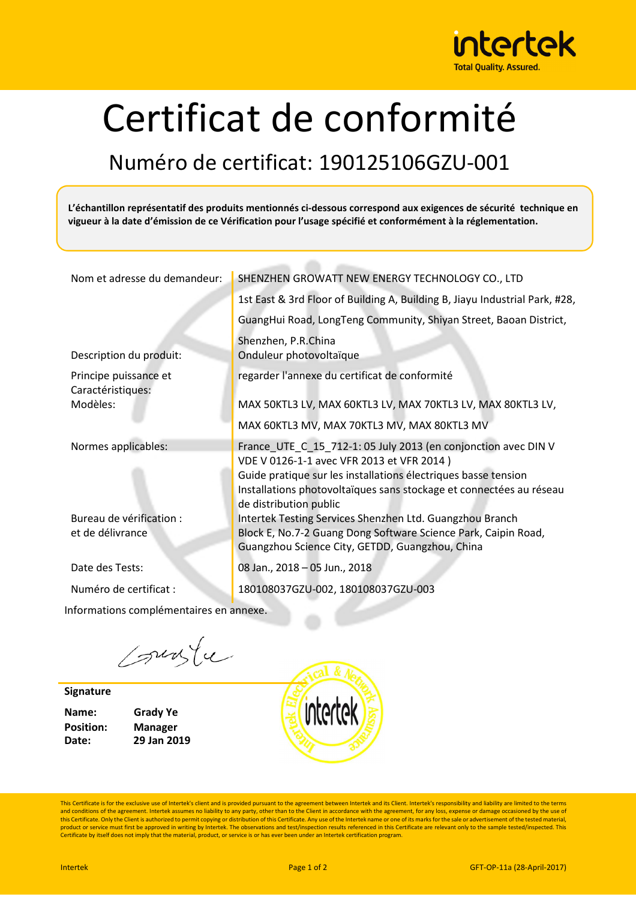# Certificat de conformité

## Numéro de certificat: 190125106GZU-001

**L'échantillon représentatif des produits mentionnés ci-dessous correspond aux exigences de sécurité technique en vigueur à la date d'émission de ce Vérification pour l'usage spécifié et conformément à la réglementation.**

| | |
|---|---|
| Nom et adresse du demandeur: | SHENZHEN GROWATT NEW ENERGY TECHNOLOGY CO., LTD<br>1st East & 3rd Floor of Building A, Building B, Jiayu Industrial Park, #28, GuangHui Road, LongTeng Community, Shiyan Street, Baoan District, Shenzhen, P.R.China |
| Description du produit: | Onduleur photovoltaïque |
| Principe puissance et Caractéristiques: | regarder l'annexe du certificat de conformité |
| Modèles: | MAX 50KTL3 LV, MAX 60KTL3 LV, MAX 70KTL3 LV, MAX 80KTL3 LV,<br>MAX 60KTL3 MV, MAX 70KTL3 MV, MAX 80KTL3 MV |
| Normes applicables: | France_UTE_C_15_712-1: 05 July 2013 (en conjonction avec DIN V VDE V 0126-1-1 avec VFR 2013 et VFR 2014 )<br>Guide pratique sur les installations électriques basse tension<br>Installations photovoltaïques sans stockage et connectées au réseau de distribution public |
| Bureau de vérification : et de délivrance | Intertek Testing Services Shenzhen Ltd. Guangzhou Branch<br>Block E, No.7-2 Guang Dong Software Science Park, Caipin Road, Guangzhou Science City, GETDD, Guangzhou, China |
| Date des Tests: | 08 Jan., 2018 – 05 Jun., 2018 |
| Numéro de certificat : | 180108037GZU-002, 180108037GZU-003 |

Informations complémentaires en annexe.

**Signature**

**Name:** Grady Ye
**Position:** Manager
**Date:** 29 Jan 2019

This Certificate is for the exclusive use of Intertek's client and is provided pursuant to the agreement between Intertek and its Client. Intertek's responsibility and liability are limited to the terms and conditions of the agreement. Intertek assumes no liability to any party, other than to the Client in accordance with the agreement, for any loss, expense or damage occasioned by the use of this Certificate. Only the Client is authorized to permit copying or distribution of this Certificate. Any use of the Intertek name or one of its marks for the sale or advertisement of the tested material, product or service must first be approved in writing by Intertek. The observations and test/inspection results referenced in this Certificate are relevant only to the sample tested/inspected. This Certificate by itself does not imply that the material, product, or service is or has ever been under an Intertek certification program.

Intertek GFT-OP-11a (28-April-2017)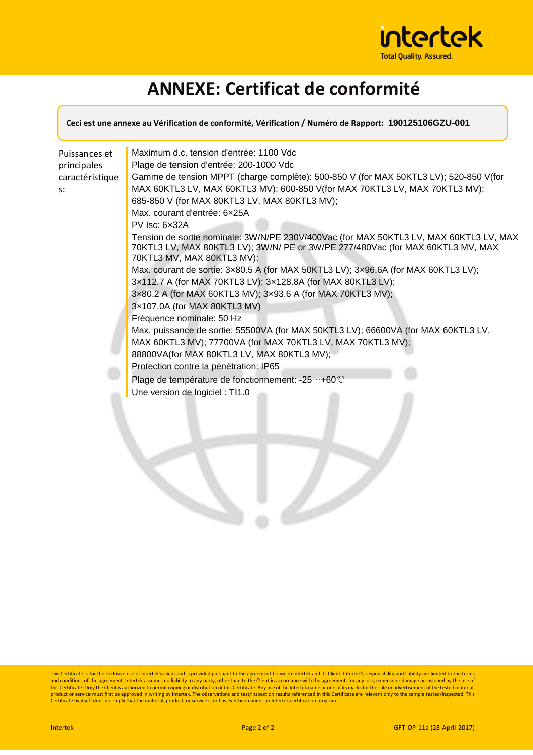# ANNEXE: Certificat de conformité

**Ceci est une annexe au Vérification de conformité, Vérification / Numéro de Rapport: 190125106GZU-001**

| | |
|---|---|
| Puissances et principales caractéristiques: | Maximum d.c. tension d'entrée: 1100 Vdc<br>Plage de tension d'entrée: 200-1000 Vdc<br>Gamme de tension MPPT (charge complète): 500-850 V (for MAX 50KTL3 LV); 520-850 V(for MAX 60KTL3 LV, MAX 60KTL3 MV); 600-850 V(for MAX 70KTL3 LV, MAX 70KTL3 MV); 685-850 V (for MAX 80KTL3 LV, MAX 80KTL3 MV);<br>Max. courant d'entrée: 6×25A<br>PV Isc: 6×32A<br>Tension de sortie nominale: 3W/N/PE 230V/400Vac (for MAX 50KTL3 LV, MAX 60KTL3 LV, MAX 70KTL3 LV, MAX 80KTL3 LV); 3W/N/ PE or 3W/PE 277/480Vac (for MAX 60KTL3 MV, MAX 70KTL3 MV, MAX 80KTL3 MV);<br>Max. courant de sortie: 3×80.5 A (for MAX 50KTL3 LV); 3×96.6A (for MAX 60KTL3 LV); 3×112.7 A (for MAX 70KTL3 LV); 3×128.8A (for MAX 80KTL3 LV); 3×80.2 A (for MAX 60KTL3 MV); 3×93.6 A (for MAX 70KTL3 MV); 3×107.0A (for MAX 80KTL3 MV)<br>Fréquence nominale: 50 Hz<br>Max. puissance de sortie: 55500VA (for MAX 50KTL3 LV); 66600VA (for MAX 60KTL3 LV, MAX 60KTL3 MV); 77700VA (for MAX 70KTL3 LV, MAX 70KTL3 MV); 88800VA(for MAX 80KTL3 LV, MAX 80KTL3 MV);<br>Protection contre la pénétration: IP65<br>Plage de température de fonctionnement: -25～+60℃<br>Une version de logiciel : TI1.0 |

This Certificate is for the exclusive use of Intertek's client and is provided pursuant to the agreement between Intertek and its Client. Intertek's responsibility and liability are limited to the terms and conditions of the agreement. Intertek assumes no liability to any party, other than to the Client in accordance with the agreement, for any loss, expense or damage occasioned by the use of this Certificate. Only the Client is authorized to permit copying or distribution of this Certificate. Any use of the Intertek name or one of its marks for the sale or advertisement of the tested material, product or service must first be approved in writing by Intertek. The observations and test/inspection results referenced in this Certificate are relevant only to the sample tested/inspected. This Certificate by itself does not imply that the material, product, or service is or has ever been under an Intertek certification program.

Intertek GFT-OP-11a (28-April-2017)